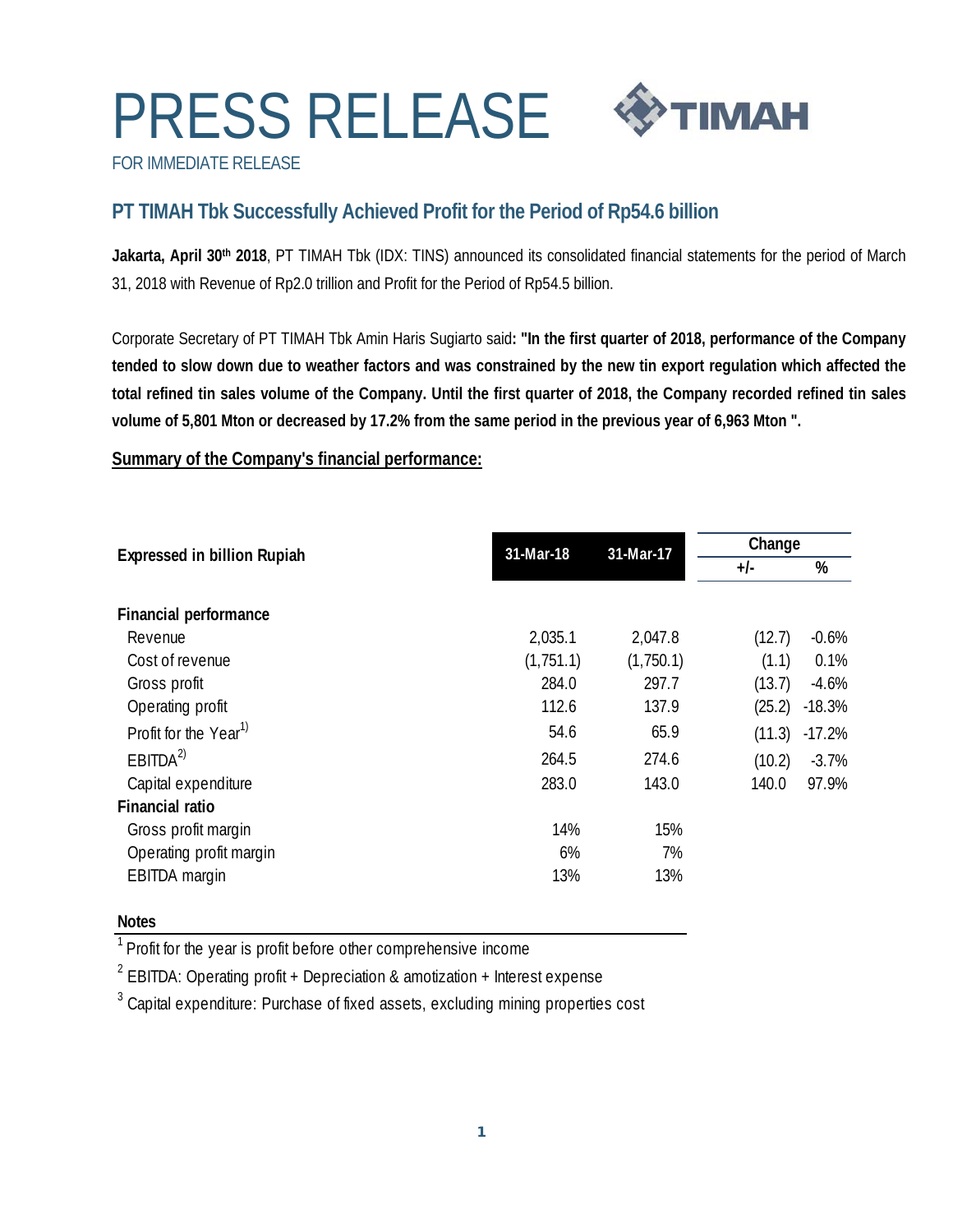# PRESS RELEASE

FOR IMMEDIATE RELEASE

## PT TIMAH Tbk Successfully Achieved Profit for the Period of Rp54.6 billion

**Jakarta, April 30th 2018**, PT TIMAH Tbk (IDX: TINS) announced its consolidated financial statements for the period of March 31, 2018 with Revenue of Rp2.0 trillion and Profit for the Period of Rp54.5 billion.

Corporate Secretary of PT TIMAH Tbk Amin Haris Sugiarto said**: "In the first quarter of 2018, performance of the Company tended to slow down due to weather factors and was constrained by the new tin export regulation which affected the total refined tin sales volume of the Company. Until the first quarter of 2018, the Company recorded refined tin sales volume of 5,801 Mton or decreased by 17.2% from the same period in the previous year of 6,963 Mton ".**

**Summary of the Company's financial performance:**

| Expressed in billion Rupiah | 31-Mar-18 | 31-Mar-17 | Change | |
|---|---|---|---|---|
| | | | +/- | % |
| **Financial performance** | | | | |
| Revenue | 2,035.1 | 2,047.8 | (12.7) | -0.6% |
| Cost of revenue | (1,751.1) | (1,750.1) | (1.1) | 0.1% |
| Gross profit | 284.0 | 297.7 | (13.7) | -4.6% |
| Operating profit | 112.6 | 137.9 | (25.2) | -18.3% |
| Profit for the Year[1)] | 54.6 | 65.9 | (11.3) | -17.2% |
| EBITDA[2)] | 264.5 | 274.6 | (10.2) | -3.7% |
| Capital expenditure | 283.0 | 143.0 | 140.0 | 97.9% |
| **Financial ratio** | | | | |
| Gross profit margin | 14% | 15% | | |
| Operating profit margin | 6% | 7% | | |
| EBITDA margin | 13% | 13% | | |

**Notes**

[1] Profit for the year is profit before other comprehensive income

[2] EBITDA: Operating profit + Depreciation & amotization + Interest expense

[3] Capital expenditure: Purchase of fixed assets, excluding mining properties cost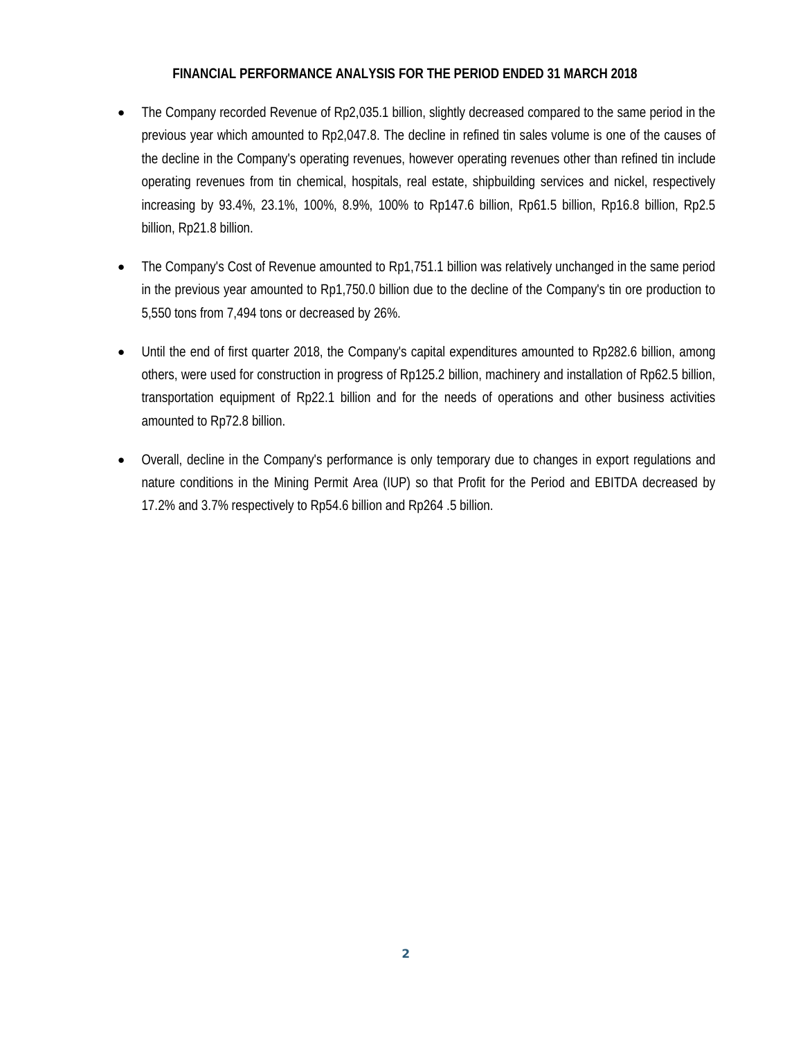## FINANCIAL PERFORMANCE ANALYSIS FOR THE PERIOD ENDED 31 MARCH 2018

- The Company recorded Revenue of Rp2,035.1 billion, slightly decreased compared to the same period in the previous year which amounted to Rp2,047.8. The decline in refined tin sales volume is one of the causes of the decline in the Company's operating revenues, however operating revenues other than refined tin include operating revenues from tin chemical, hospitals, real estate, shipbuilding services and nickel, respectively increasing by 93.4%, 23.1%, 100%, 8.9%, 100% to Rp147.6 billion, Rp61.5 billion, Rp16.8 billion, Rp2.5 billion, Rp21.8 billion.

- The Company's Cost of Revenue amounted to Rp1,751.1 billion was relatively unchanged in the same period in the previous year amounted to Rp1,750.0 billion due to the decline of the Company's tin ore production to 5,550 tons from 7,494 tons or decreased by 26%.

- Until the end of first quarter 2018, the Company's capital expenditures amounted to Rp282.6 billion, among others, were used for construction in progress of Rp125.2 billion, machinery and installation of Rp62.5 billion, transportation equipment of Rp22.1 billion and for the needs of operations and other business activities amounted to Rp72.8 billion.

- Overall, decline in the Company's performance is only temporary due to changes in export regulations and nature conditions in the Mining Permit Area (IUP) so that Profit for the Period and EBITDA decreased by 17.2% and 3.7% respectively to Rp54.6 billion and Rp264 .5 billion.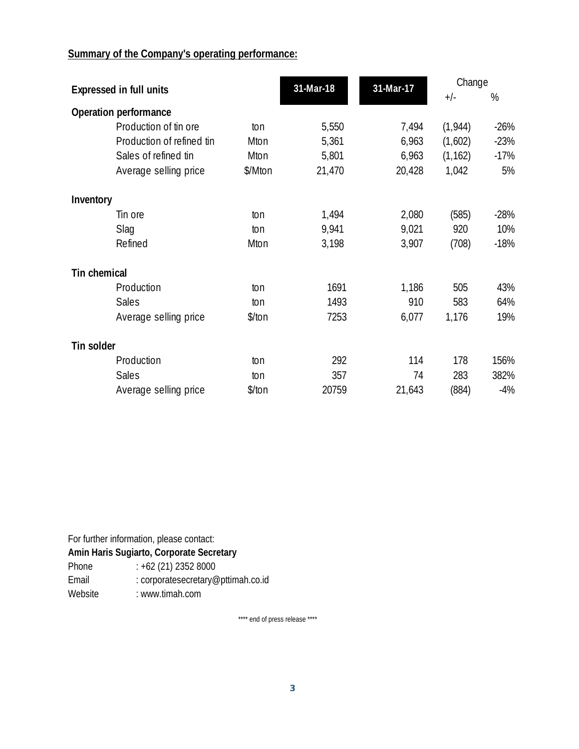**Summary of the Company's operating performance:**

| Expressed in full units | | 31-Mar-18 | 31-Mar-17 | Change | |
|---|---|---|---|---|---|
| | | | | +/- | % |
| **Operation performance** | | | | | |
| Production of tin ore | ton | 5,550 | 7,494 | (1,944) | -26% |
| Production of refined tin | Mton | 5,361 | 6,963 | (1,602) | -23% |
| Sales of refined tin | Mton | 5,801 | 6,963 | (1,162) | -17% |
| Average selling price | $/Mton | 21,470 | 20,428 | 1,042 | 5% |
| **Inventory** | | | | | |
| Tin ore | ton | 1,494 | 2,080 | (585) | -28% |
| Slag | ton | 9,941 | 9,021 | 920 | 10% |
| Refined | Mton | 3,198 | 3,907 | (708) | -18% |
| **Tin chemical** | | | | | |
| Production | ton | 1691 | 1,186 | 505 | 43% |
| Sales | ton | 1493 | 910 | 583 | 64% |
| Average selling price | $/ton | 7253 | 6,077 | 1,176 | 19% |
| **Tin solder** | | | | | |
| Production | ton | 292 | 114 | 178 | 156% |
| Sales | ton | 357 | 74 | 283 | 382% |
| Average selling price | $/ton | 20759 | 21,643 | (884) | -4% |

For further information, please contact:
**Amin Haris Sugiarto, Corporate Secretary**
Phone : +62 (21) 2352 8000
Email : corporatesecretary@pttimah.co.id
Website : www.timah.com

**** end of press release ****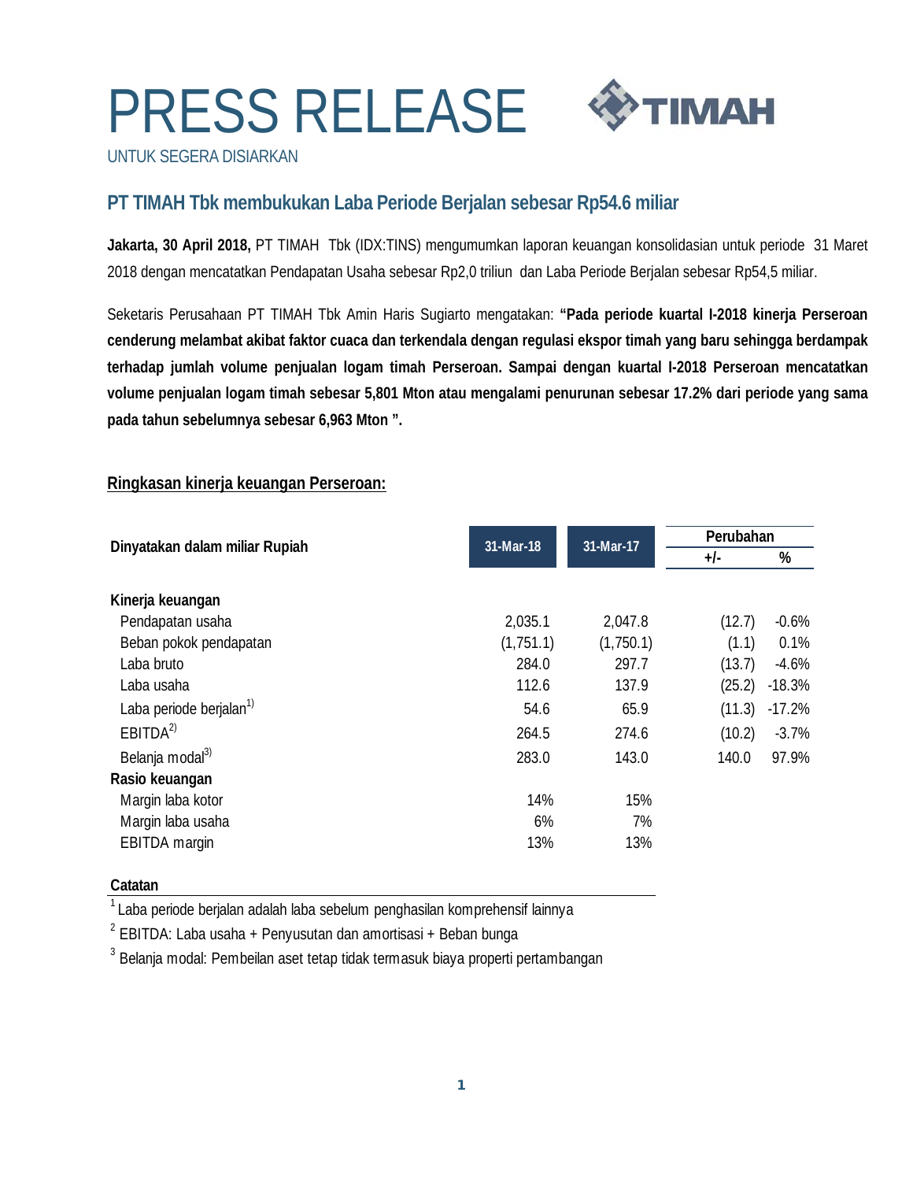# PRESS RELEASE

UNTUK SEGERA DISIARKAN

## PT TIMAH Tbk membukukan Laba Periode Berjalan sebesar Rp54.6 miliar

**Jakarta, 30 April 2018,** PT TIMAH Tbk (IDX:TINS) mengumumkan laporan keuangan konsolidasian untuk periode 31 Maret 2018 dengan mencatatkan Pendapatan Usaha sebesar Rp2,0 triliun dan Laba Periode Berjalan sebesar Rp54,5 miliar.

Seketaris Perusahaan PT TIMAH Tbk Amin Haris Sugiarto mengatakan: **"Pada periode kuartal I-2018 kinerja Perseroan cenderung melambat akibat faktor cuaca dan terkendala dengan regulasi ekspor timah yang baru sehingga berdampak terhadap jumlah volume penjualan logam timah Perseroan. Sampai dengan kuartal I-2018 Perseroan mencatatkan volume penjualan logam timah sebesar 5,801 Mton atau mengalami penurunan sebesar 17.2% dari periode yang sama pada tahun sebelumnya sebesar 6,963 Mton ".**

**Ringkasan kinerja keuangan Perseroan:**

| Dinyatakan dalam miliar Rupiah | 31-Mar-18 | 31-Mar-17 | Perubahan | |
|---|---|---|---|---|
| | | | +/- | % |
| **Kinerja keuangan** | | | | |
| Pendapatan usaha | 2,035.1 | 2,047.8 | (12.7) | -0.6% |
| Beban pokok pendapatan | (1,751.1) | (1,750.1) | (1.1) | 0.1% |
| Laba bruto | 284.0 | 297.7 | (13.7) | -4.6% |
| Laba usaha | 112.6 | 137.9 | (25.2) | -18.3% |
| Laba periode berjalan[1)] | 54.6 | 65.9 | (11.3) | -17.2% |
| EBITDA[2)] | 264.5 | 274.6 | (10.2) | -3.7% |
| Belanja modal[3)] | 283.0 | 143.0 | 140.0 | 97.9% |
| **Rasio keuangan** | | | | |
| Margin laba kotor | 14% | 15% | | |
| Margin laba usaha | 6% | 7% | | |
| EBITDA margin | 13% | 13% | | |

**Catatan**

[1] Laba periode berjalan adalah laba sebelum penghasilan komprehensif lainnya

[2] EBITDA: Laba usaha + Penyusutan dan amortisasi + Beban bunga

[3] Belanja modal: Pembeilan aset tetap tidak termasuk biaya properti pertambangan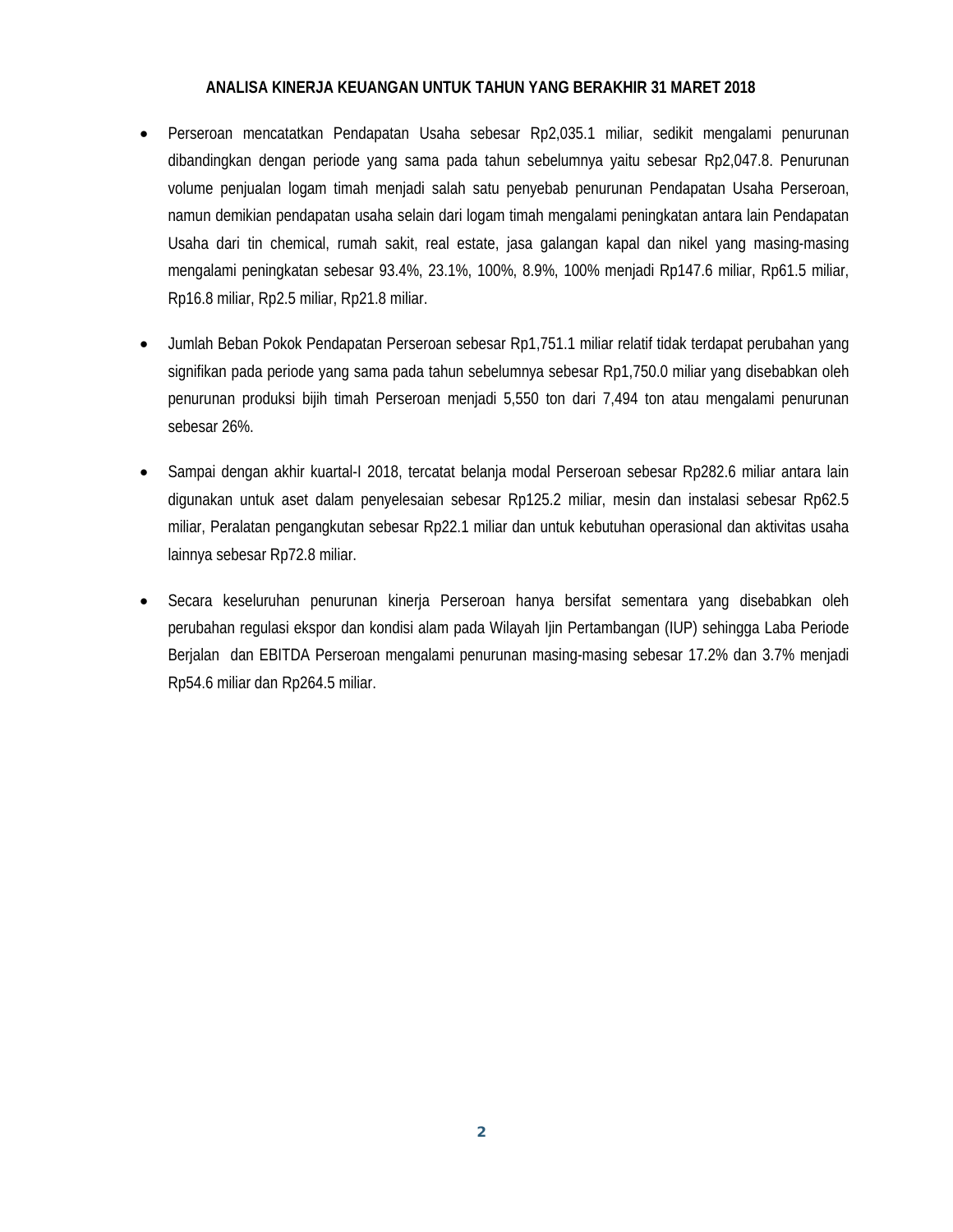**ANALISA KINERJA KEUANGAN UNTUK TAHUN YANG BERAKHIR 31 MARET 2018**

- Perseroan mencatatkan Pendapatan Usaha sebesar Rp2,035.1 miliar, sedikit mengalami penurunan dibandingkan dengan periode yang sama pada tahun sebelumnya yaitu sebesar Rp2,047.8. Penurunan volume penjualan logam timah menjadi salah satu penyebab penurunan Pendapatan Usaha Perseroan, namun demikian pendapatan usaha selain dari logam timah mengalami peningkatan antara lain Pendapatan Usaha dari tin chemical, rumah sakit, real estate, jasa galangan kapal dan nikel yang masing-masing mengalami peningkatan sebesar 93.4%, 23.1%, 100%, 8.9%, 100% menjadi Rp147.6 miliar, Rp61.5 miliar, Rp16.8 miliar, Rp2.5 miliar, Rp21.8 miliar.

- Jumlah Beban Pokok Pendapatan Perseroan sebesar Rp1,751.1 miliar relatif tidak terdapat perubahan yang signifikan pada periode yang sama pada tahun sebelumnya sebesar Rp1,750.0 miliar yang disebabkan oleh penurunan produksi bijih timah Perseroan menjadi 5,550 ton dari 7,494 ton atau mengalami penurunan sebesar 26%.

- Sampai dengan akhir kuartal-I 2018, tercatat belanja modal Perseroan sebesar Rp282.6 miliar antara lain digunakan untuk aset dalam penyelesaian sebesar Rp125.2 miliar, mesin dan instalasi sebesar Rp62.5 miliar, Peralatan pengangkutan sebesar Rp22.1 miliar dan untuk kebutuhan operasional dan aktivitas usaha lainnya sebesar Rp72.8 miliar.

- Secara keseluruhan penurunan kinerja Perseroan hanya bersifat sementara yang disebabkan oleh perubahan regulasi ekspor dan kondisi alam pada Wilayah Ijin Pertambangan (IUP) sehingga Laba Periode Berjalan dan EBITDA Perseroan mengalami penurunan masing-masing sebesar 17.2% dan 3.7% menjadi Rp54.6 miliar dan Rp264.5 miliar.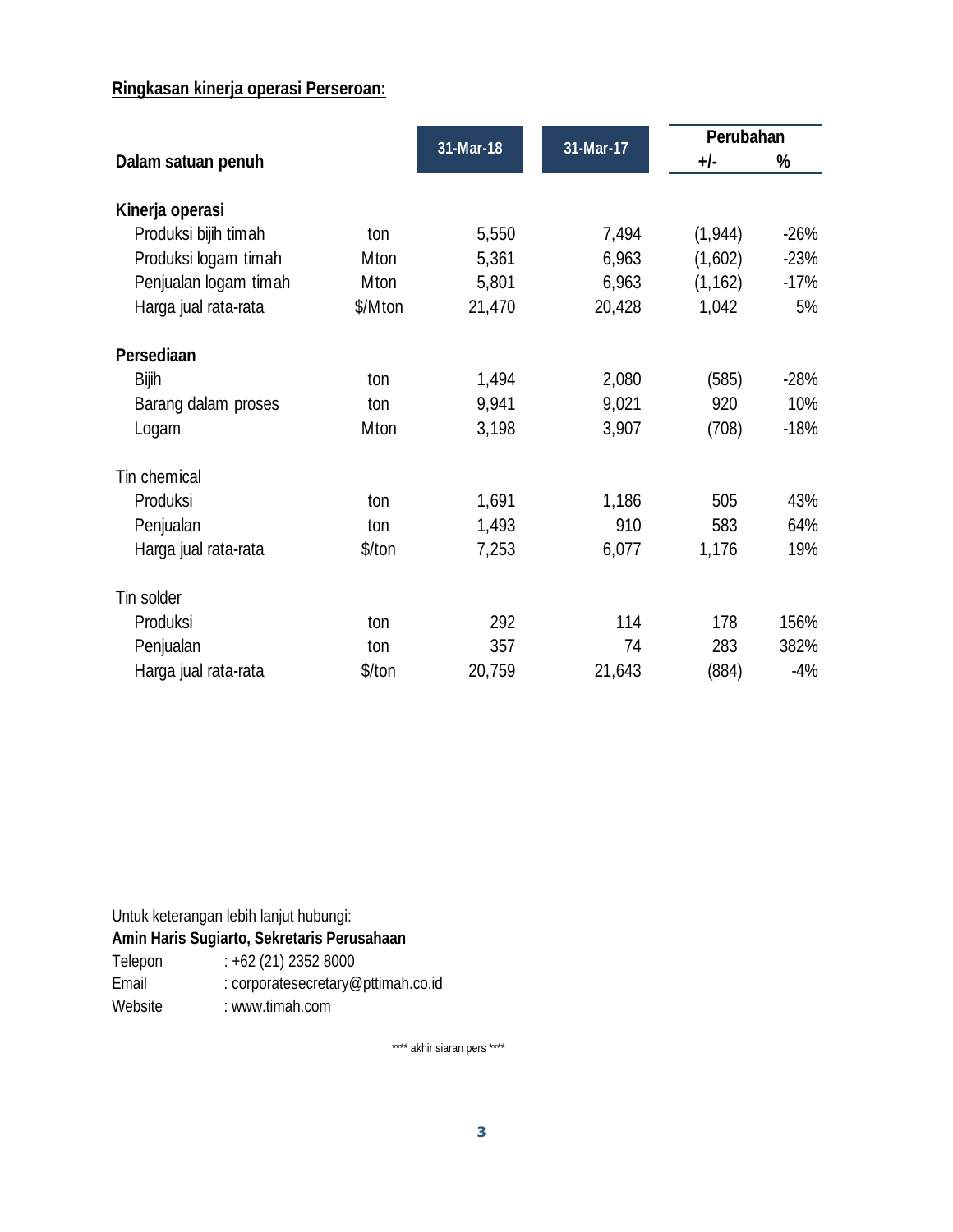**Ringkasan kinerja operasi Perseroan:**

| Dalam satuan penuh | | 31-Mar-18 | 31-Mar-17 | Perubahan | |
|---|---|---|---|---|---|
| | | | | +/- | % |
| **Kinerja operasi** | | | | | |
| Produksi bijih timah | ton | 5,550 | 7,494 | (1,944) | -26% |
| Produksi logam timah | Mton | 5,361 | 6,963 | (1,602) | -23% |
| Penjualan logam timah | Mton | 5,801 | 6,963 | (1,162) | -17% |
| Harga jual rata-rata | $/Mton | 21,470 | 20,428 | 1,042 | 5% |
| **Persediaan** | | | | | |
| Bijih | ton | 1,494 | 2,080 | (585) | -28% |
| Barang dalam proses | ton | 9,941 | 9,021 | 920 | 10% |
| Logam | Mton | 3,198 | 3,907 | (708) | -18% |
| Tin chemical | | | | | |
| Produksi | ton | 1,691 | 1,186 | 505 | 43% |
| Penjualan | ton | 1,493 | 910 | 583 | 64% |
| Harga jual rata-rata | $/ton | 7,253 | 6,077 | 1,176 | 19% |
| Tin solder | | | | | |
| Produksi | ton | 292 | 114 | 178 | 156% |
| Penjualan | ton | 357 | 74 | 283 | 382% |
| Harga jual rata-rata | $/ton | 20,759 | 21,643 | (884) | -4% |

Untuk keterangan lebih lanjut hubungi:

**Amin Haris Sugiarto, Sekretaris Perusahaan**

Telepon : +62 (21) 2352 8000

Email : corporatesecretary@pttimah.co.id

Website : www.timah.com

**** akhir siaran pers ****